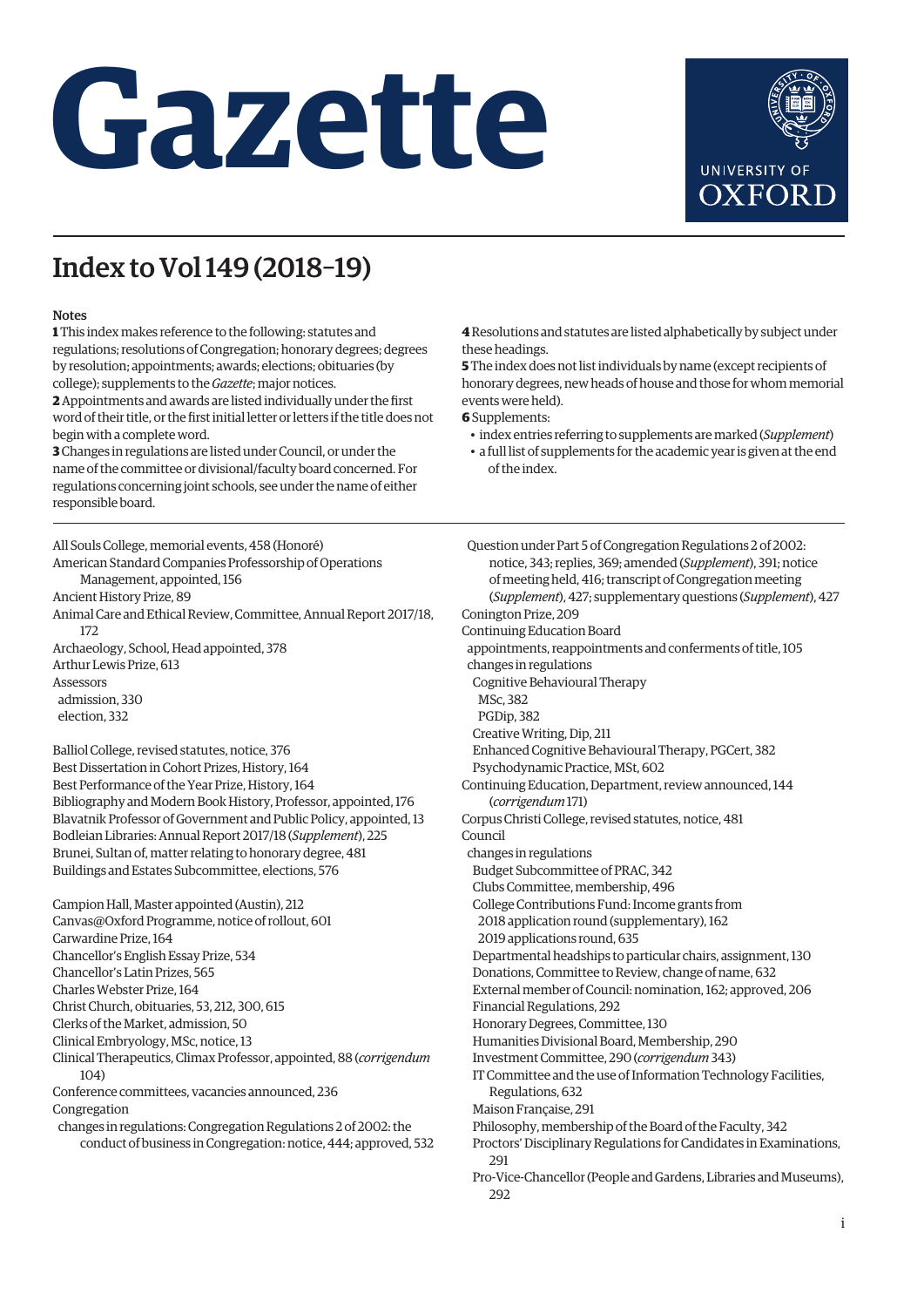# Gazette

UNIVERSITY OF OXFORD

## Index to Vol 149 (2018–19)

**Notes**

**1** This index makes reference to the following: statutes and regulations; resolutions of Congregation; honorary degrees; degrees by resolution; appointments; awards; elections; obituaries (by college); supplements to the *Gazette*; major notices.

**2** Appointments and awards are listed individually under the first word of their title, or the first initial letter or letters if the title does not begin with a complete word.

**3** Changes in regulations are listed under Council, or under the name of the committee or divisional/faculty board concerned. For regulations concerning joint schools, see under the name of either responsible board.

**4** Resolutions and statutes are listed alphabetically by subject under these headings.

**5** The index does not list individuals by name (except recipients of honorary degrees, new heads of house and those for whom memorial events were held).

**6** Supplements:

- index entries referring to supplements are marked (*Supplement*)
- a full list of supplements for the academic year is given at the end of the index.

---

All Souls College, memorial events, 458 (Honoré)
American Standard Companies Professorship of Operations Management, appointed, 156
Ancient History Prize, 89
Animal Care and Ethical Review, Committee, Annual Report 2017/18, 172
Archaeology, School, Head appointed, 378
Arthur Lewis Prize, 613
Assessors
- admission, 330
- election, 332

Balliol College, revised statutes, notice, 376
Best Dissertation in Cohort Prizes, History, 164
Best Performance of the Year Prize, History, 164
Bibliography and Modern Book History, Professor, appointed, 176
Blavatnik Professor of Government and Public Policy, appointed, 13
Bodleian Libraries: Annual Report 2017/18 (*Supplement*), 225
Brunei, Sultan of, matter relating to honorary degree, 481
Buildings and Estates Subcommittee, elections, 576

Campion Hall, Master appointed (Austin), 212
Canvas@Oxford Programme, notice of rollout, 601
Carwardine Prize, 164
Chancellor's English Essay Prize, 534
Chancellor's Latin Prizes, 565
Charles Webster Prize, 164
Christ Church, obituaries, 53, 212, 300, 615
Clerks of the Market, admission, 50
Clinical Embryology, MSc, notice, 13
Clinical Therapeutics, Climax Professor, appointed, 88 (*corrigendum* 104)
Conference committees, vacancies announced, 236
Congregation
- changes in regulations: Congregation Regulations 2 of 2002: the conduct of business in Congregation: notice, 444; approved, 532
- Question under Part 5 of Congregation Regulations 2 of 2002: notice, 343; replies, 369; amended (*Supplement*), 391; notice of meeting held, 416; transcript of Congregation meeting (*Supplement*), 427; supplementary questions (*Supplement*), 427

Conington Prize, 209
Continuing Education Board
- appointments, reappointments and conferments of title, 105
- changes in regulations
  - Cognitive Behavioural Therapy
    - MSc, 382
    - PGDip, 382
  - Creative Writing, Dip, 211
  - Enhanced Cognitive Behavioural Therapy, PGCert, 382
  - Psychodynamic Practice, MSt, 602

Continuing Education, Department, review announced, 144 (*corrigendum* 171)
Corpus Christi College, revised statutes, notice, 481
Council
- changes in regulations
  - Budget Subcommittee of PRAC, 342
  - Clubs Committee, membership, 496
  - College Contributions Fund: Income grants from
    - 2018 application round (supplementary), 162
    - 2019 applications round, 635
  - Departmental headships to particular chairs, assignment, 130
  - Donations, Committee to Review, change of name, 632
  - External member of Council: nomination, 162; approved, 206
  - Financial Regulations, 292
  - Honorary Degrees, Committee, 130
  - Humanities Divisional Board, Membership, 290
  - Investment Committee, 290 (*corrigendum* 343)
  - IT Committee and the use of Information Technology Facilities, Regulations, 632
  - Maison Française, 291
  - Philosophy, membership of the Board of the Faculty, 342
  - Proctors' Disciplinary Regulations for Candidates in Examinations, 291
  - Pro-Vice-Chancellor (People and Gardens, Libraries and Museums), 292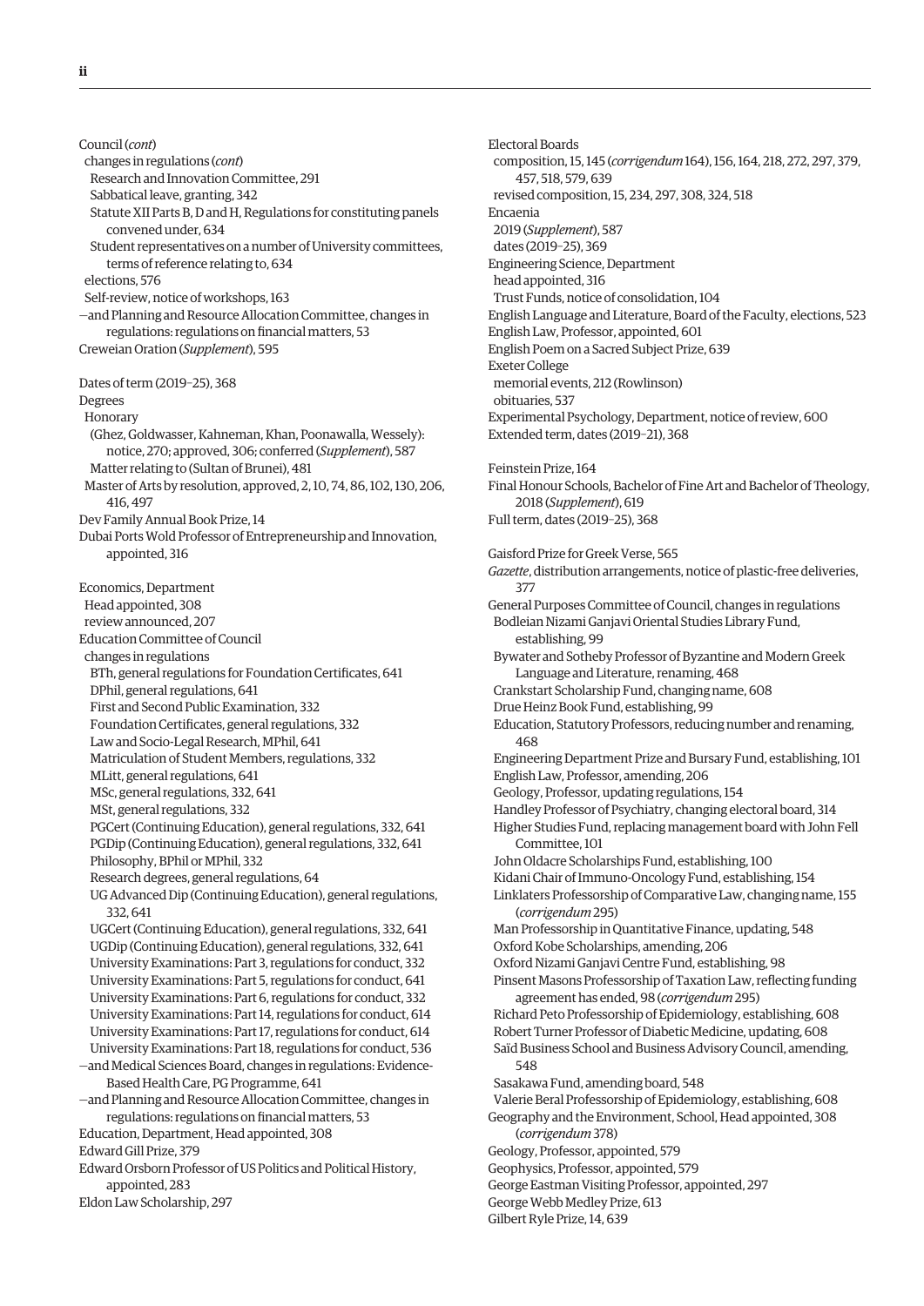Council (*cont*)
  changes in regulations (*cont*)
    Research and Innovation Committee, 291
    Sabbatical leave, granting, 342
    Statute XII Parts B, D and H, Regulations for constituting panels convened under, 634
    Student representatives on a number of University committees, terms of reference relating to, 634
  elections, 576
  Self-review, notice of workshops, 163
—and Planning and Resource Allocation Committee, changes in regulations: regulations on financial matters, 53
Creweian Oration (*Supplement*), 595

Dates of term (2019–25), 368
Degrees
  Honorary
    (Ghez, Goldwasser, Kahneman, Khan, Poonawalla, Wessely): notice, 270; approved, 306; conferred (*Supplement*), 587
    Matter relating to (Sultan of Brunei), 481
  Master of Arts by resolution, approved, 2, 10, 74, 86, 102, 130, 206, 416, 497
Dev Family Annual Book Prize, 14
Dubai Ports Wold Professor of Entrepreneurship and Innovation, appointed, 316

Economics, Department
  Head appointed, 308
  review announced, 207
Education Committee of Council
  changes in regulations
    BTh, general regulations for Foundation Certificates, 641
    DPhil, general regulations, 641
    First and Second Public Examination, 332
    Foundation Certificates, general regulations, 332
    Law and Socio-Legal Research, MPhil, 641
    Matriculation of Student Members, regulations, 332
    MLitt, general regulations, 641
    MSc, general regulations, 332, 641
    MSt, general regulations, 332
    PGCert (Continuing Education), general regulations, 332, 641
    PGDip (Continuing Education), general regulations, 332, 641
    Philosophy, BPhil or MPhil, 332
    Research degrees, general regulations, 64
    UG Advanced Dip (Continuing Education), general regulations, 332, 641
    UGCert (Continuing Education), general regulations, 332, 641
    UGDip (Continuing Education), general regulations, 332, 641
    University Examinations: Part 3, regulations for conduct, 332
    University Examinations: Part 5, regulations for conduct, 641
    University Examinations: Part 6, regulations for conduct, 332
    University Examinations: Part 14, regulations for conduct, 614
    University Examinations: Part 17, regulations for conduct, 614
    University Examinations: Part 18, regulations for conduct, 536
—and Medical Sciences Board, changes in regulations: Evidence-Based Health Care, PG Programme, 641
—and Planning and Resource Allocation Committee, changes in regulations: regulations on financial matters, 53
Education, Department, Head appointed, 308
Edward Gill Prize, 379
Edward Orsborn Professor of US Politics and Political History, appointed, 283
Eldon Law Scholarship, 297

Electoral Boards
  composition, 15, 145 (*corrigendum* 164), 156, 164, 218, 272, 297, 379, 457, 518, 579, 639
  revised composition, 15, 234, 297, 308, 324, 518
Encaenia
  2019 (*Supplement*), 587
  dates (2019–25), 369
Engineering Science, Department
  head appointed, 316
  Trust Funds, notice of consolidation, 104
English Language and Literature, Board of the Faculty, elections, 523
English Law, Professor, appointed, 601
English Poem on a Sacred Subject Prize, 639
Exeter College
  memorial events, 212 (Rowlinson)
  obituaries, 537
Experimental Psychology, Department, notice of review, 600
Extended term, dates (2019–21), 368

Feinstein Prize, 164
Final Honour Schools, Bachelor of Fine Art and Bachelor of Theology, 2018 (*Supplement*), 619
Full term, dates (2019–25), 368

Gaisford Prize for Greek Verse, 565
*Gazette*, distribution arrangements, notice of plastic-free deliveries, 377
General Purposes Committee of Council, changes in regulations
  Bodleian Nizami Ganjavi Oriental Studies Library Fund, establishing, 99
  Bywater and Sotheby Professor of Byzantine and Modern Greek Language and Literature, renaming, 468
  Crankstart Scholarship Fund, changing name, 608
  Drue Heinz Book Fund, establishing, 99
  Education, Statutory Professors, reducing number and renaming, 468
  Engineering Department Prize and Bursary Fund, establishing, 101
  English Law, Professor, amending, 206
  Geology, Professor, updating regulations, 154
  Handley Professor of Psychiatry, changing electoral board, 314
  Higher Studies Fund, replacing management board with John Fell Committee, 101
  John Oldacre Scholarships Fund, establishing, 100
  Kidani Chair of Immuno-Oncology Fund, establishing, 154
  Linklaters Professorship of Comparative Law, changing name, 155 (*corrigendum* 295)
  Man Professorship in Quantitative Finance, updating, 548
  Oxford Kobe Scholarships, amending, 206
  Oxford Nizami Ganjavi Centre Fund, establishing, 98
  Pinsent Masons Professorship of Taxation Law, reflecting funding agreement has ended, 98 (*corrigendum* 295)
  Richard Peto Professorship of Epidemiology, establishing, 608
  Robert Turner Professor of Diabetic Medicine, updating, 608
  Saïd Business School and Business Advisory Council, amending, 548
  Sasakawa Fund, amending board, 548
  Valerie Beral Professorship of Epidemiology, establishing, 608
Geography and the Environment, School, Head appointed, 308 (*corrigendum* 378)
Geology, Professor, appointed, 579
Geophysics, Professor, appointed, 579
George Eastman Visiting Professor, appointed, 297
George Webb Medley Prize, 613
Gilbert Ryle Prize, 14, 639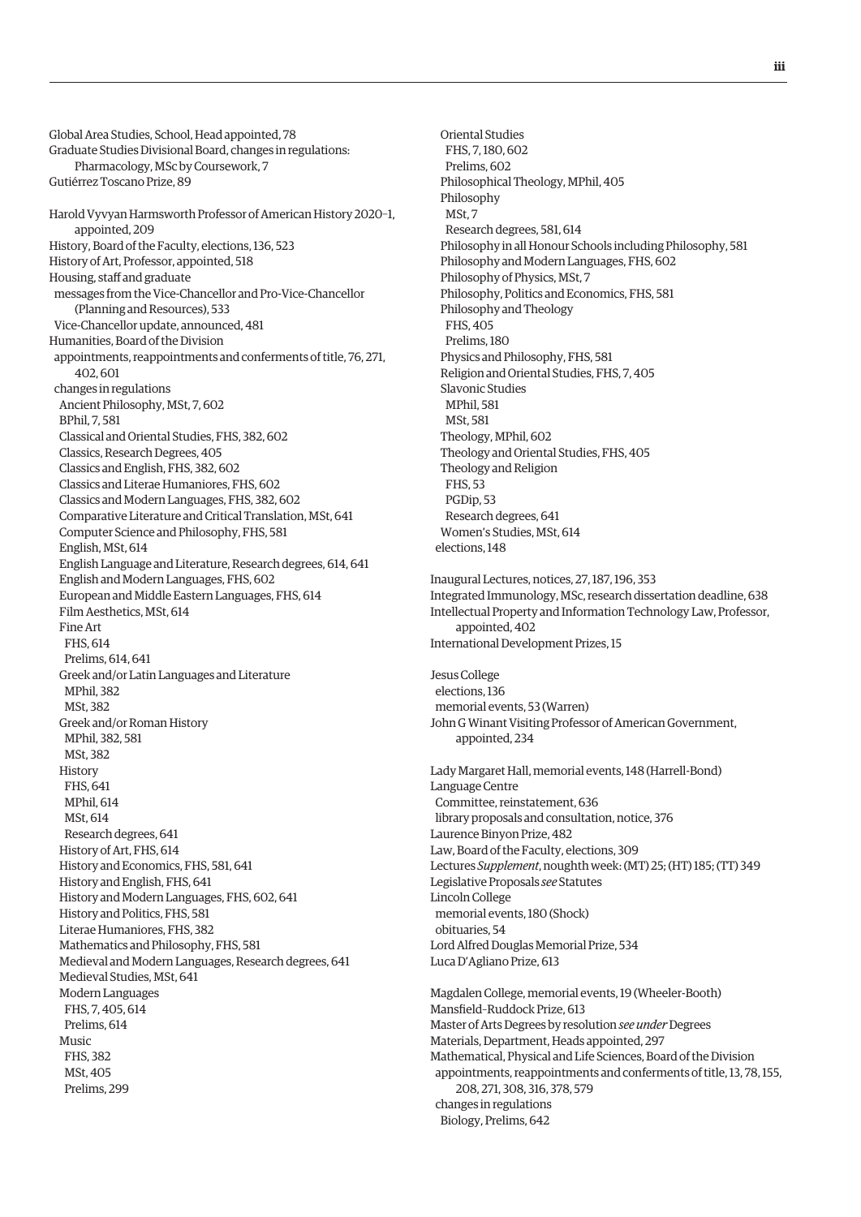Global Area Studies, School, Head appointed, 78
Graduate Studies Divisional Board, changes in regulations:
    Pharmacology, MSc by Coursework, 7
Gutiérrez Toscano Prize, 89

Harold Vyvyan Harmsworth Professor of American History 2020–1, appointed, 209
History, Board of the Faculty, elections, 136, 523
History of Art, Professor, appointed, 518
Housing, staff and graduate
- messages from the Vice-Chancellor and Pro-Vice-Chancellor (Planning and Resources), 533
- Vice-Chancellor update, announced, 481

Humanities, Board of the Division
- appointments, reappointments and conferments of title, 76, 271, 402, 601
- changes in regulations
  - Ancient Philosophy, MSt, 7, 602
  - BPhil, 7, 581
  - Classical and Oriental Studies, FHS, 382, 602
  - Classics, Research Degrees, 405
  - Classics and English, FHS, 382, 602
  - Classics and Literae Humaniores, FHS, 602
  - Classics and Modern Languages, FHS, 382, 602
  - Comparative Literature and Critical Translation, MSt, 641
  - Computer Science and Philosophy, FHS, 581
  - English, MSt, 614
  - English Language and Literature, Research degrees, 614, 641
  - English and Modern Languages, FHS, 602
  - European and Middle Eastern Languages, FHS, 614
  - Film Aesthetics, MSt, 614
  - Fine Art
    - FHS, 614
    - Prelims, 614, 641
  - Greek and/or Latin Languages and Literature
    - MPhil, 382
    - MSt, 382
  - Greek and/or Roman History
    - MPhil, 382, 581
    - MSt, 382
  - History
    - FHS, 641
    - MPhil, 614
    - MSt, 614
    - Research degrees, 641
  - History of Art, FHS, 614
  - History and Economics, FHS, 581, 641
  - History and English, FHS, 641
  - History and Modern Languages, FHS, 602, 641
  - History and Politics, FHS, 581
  - Literae Humaniores, FHS, 382
  - Mathematics and Philosophy, FHS, 581
  - Medieval and Modern Languages, Research degrees, 641
  - Medieval Studies, MSt, 641
  - Modern Languages
    - FHS, 7, 405, 614
    - Prelims, 614
  - Music
    - FHS, 382
    - MSt, 405
    - Prelims, 299
  - Oriental Studies
    - FHS, 7, 180, 602
    - Prelims, 602
  - Philosophical Theology, MPhil, 405
  - Philosophy
    - MSt, 7
    - Research degrees, 581, 614
  - Philosophy in all Honour Schools including Philosophy, 581
  - Philosophy and Modern Languages, FHS, 602
  - Philosophy of Physics, MSt, 7
  - Philosophy, Politics and Economics, FHS, 581
  - Philosophy and Theology
    - FHS, 405
    - Prelims, 180
  - Physics and Philosophy, FHS, 581
  - Religion and Oriental Studies, FHS, 7, 405
  - Slavonic Studies
    - MPhil, 581
    - MSt, 581
  - Theology, MPhil, 602
  - Theology and Oriental Studies, FHS, 405
  - Theology and Religion
    - FHS, 53
    - PGDip, 53
    - Research degrees, 641
  - Women's Studies, MSt, 614
- elections, 148

Inaugural Lectures, notices, 27, 187, 196, 353
Integrated Immunology, MSc, research dissertation deadline, 638
Intellectual Property and Information Technology Law, Professor, appointed, 402
International Development Prizes, 15

Jesus College
- elections, 136
- memorial events, 53 (Warren)

John G Winant Visiting Professor of American Government, appointed, 234

Lady Margaret Hall, memorial events, 148 (Harrell-Bond)
Language Centre
- Committee, reinstatement, 636
- library proposals and consultation, notice, 376

Laurence Binyon Prize, 482
Law, Board of the Faculty, elections, 309
Lectures *Supplement*, noughth week: (MT) 25; (HT) 185; (TT) 349
Legislative Proposals *see* Statutes
Lincoln College
- memorial events, 180 (Shock)
- obituaries, 54

Lord Alfred Douglas Memorial Prize, 534
Luca D'Agliano Prize, 613

Magdalen College, memorial events, 19 (Wheeler-Booth)
Mansfield–Ruddock Prize, 613
Master of Arts Degrees by resolution *see under* Degrees
Materials, Department, Heads appointed, 297
Mathematical, Physical and Life Sciences, Board of the Division
- appointments, reappointments and conferments of title, 13, 78, 155, 208, 271, 308, 316, 378, 579
- changes in regulations
  - Biology, Prelims, 642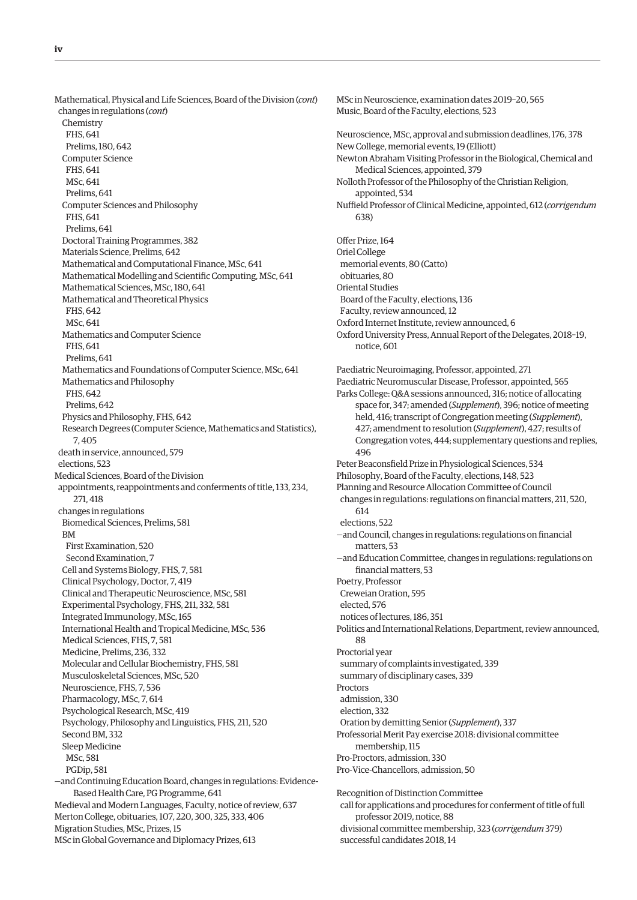Mathematical, Physical and Life Sciences, Board of the Division (*cont*)
  changes in regulations (*cont*)
    Chemistry
      FHS, 641
      Prelims, 180, 642
    Computer Science
      FHS, 641
      MSc, 641
      Prelims, 641
    Computer Sciences and Philosophy
      FHS, 641
      Prelims, 641
    Doctoral Training Programmes, 382
    Materials Science, Prelims, 642
    Mathematical and Computational Finance, MSc, 641
    Mathematical Modelling and Scientific Computing, MSc, 641
    Mathematical Sciences, MSc, 180, 641
    Mathematical and Theoretical Physics
      FHS, 642
      MSc, 641
    Mathematics and Computer Science
      FHS, 641
      Prelims, 641
    Mathematics and Foundations of Computer Science, MSc, 641
    Mathematics and Philosophy
      FHS, 642
      Prelims, 642
    Physics and Philosophy, FHS, 642
    Research Degrees (Computer Science, Mathematics and Statistics), 7, 405
  death in service, announced, 579
  elections, 523
Medical Sciences, Board of the Division
  appointments, reappointments and conferments of title, 133, 234, 271, 418
  changes in regulations
    Biomedical Sciences, Prelims, 581
    BM
      First Examination, 520
      Second Examination, 7
    Cell and Systems Biology, FHS, 7, 581
    Clinical Psychology, Doctor, 7, 419
    Clinical and Therapeutic Neuroscience, MSc, 581
    Experimental Psychology, FHS, 211, 332, 581
    Integrated Immunology, MSc, 165
    International Health and Tropical Medicine, MSc, 536
    Medical Sciences, FHS, 7, 581
    Medicine, Prelims, 236, 332
    Molecular and Cellular Biochemistry, FHS, 581
    Musculoskeletal Sciences, MSc, 520
    Neuroscience, FHS, 7, 536
    Pharmacology, MSc, 7, 614
    Psychological Research, MSc, 419
    Psychology, Philosophy and Linguistics, FHS, 211, 520
    Second BM, 332
    Sleep Medicine
      MSc, 581
      PGDip, 581
—and Continuing Education Board, changes in regulations: Evidence-Based Health Care, PG Programme, 641
Medieval and Modern Languages, Faculty, notice of review, 637
Merton College, obituaries, 107, 220, 300, 325, 333, 406
Migration Studies, MSc, Prizes, 15
MSc in Global Governance and Diplomacy Prizes, 613
MSc in Neuroscience, examination dates 2019–20, 565
Music, Board of the Faculty, elections, 523

Neuroscience, MSc, approval and submission deadlines, 176, 378
New College, memorial events, 19 (Elliott)
Newton Abraham Visiting Professor in the Biological, Chemical and Medical Sciences, appointed, 379
Nolloth Professor of the Philosophy of the Christian Religion, appointed, 534
Nuffield Professor of Clinical Medicine, appointed, 612 (*corrigendum* 638)

Offer Prize, 164
Oriel College
  memorial events, 80 (Catto)
  obituaries, 80
Oriental Studies
  Board of the Faculty, elections, 136
  Faculty, review announced, 12
Oxford Internet Institute, review announced, 6
Oxford University Press, Annual Report of the Delegates, 2018–19, notice, 601

Paediatric Neuroimaging, Professor, appointed, 271
Paediatric Neuromuscular Disease, Professor, appointed, 565
Parks College: Q&A sessions announced, 316; notice of allocating space for, 347; amended (*Supplement*), 396; notice of meeting held, 416; transcript of Congregation meeting (*Supplement*), 427; amendment to resolution (*Supplement*), 427; results of Congregation votes, 444; supplementary questions and replies, 496
Peter Beaconsfield Prize in Physiological Sciences, 534
Philosophy, Board of the Faculty, elections, 148, 523
Planning and Resource Allocation Committee of Council
  changes in regulations: regulations on financial matters, 211, 520, 614
  elections, 522
—and Council, changes in regulations: regulations on financial matters, 53
—and Education Committee, changes in regulations: regulations on financial matters, 53
Poetry, Professor
  Creweian Oration, 595
  elected, 576
  notices of lectures, 186, 351
Politics and International Relations, Department, review announced, 88
Proctorial year
  summary of complaints investigated, 339
  summary of disciplinary cases, 339
Proctors
  admission, 330
  election, 332
  Oration by demitting Senior (*Supplement*), 337
Professorial Merit Pay exercise 2018: divisional committee membership, 115
Pro-Proctors, admission, 330
Pro-Vice-Chancellors, admission, 50

Recognition of Distinction Committee
  call for applications and procedures for conferment of title of full professor 2019, notice, 88
  divisional committee membership, 323 (*corrigendum* 379)
  successful candidates 2018, 14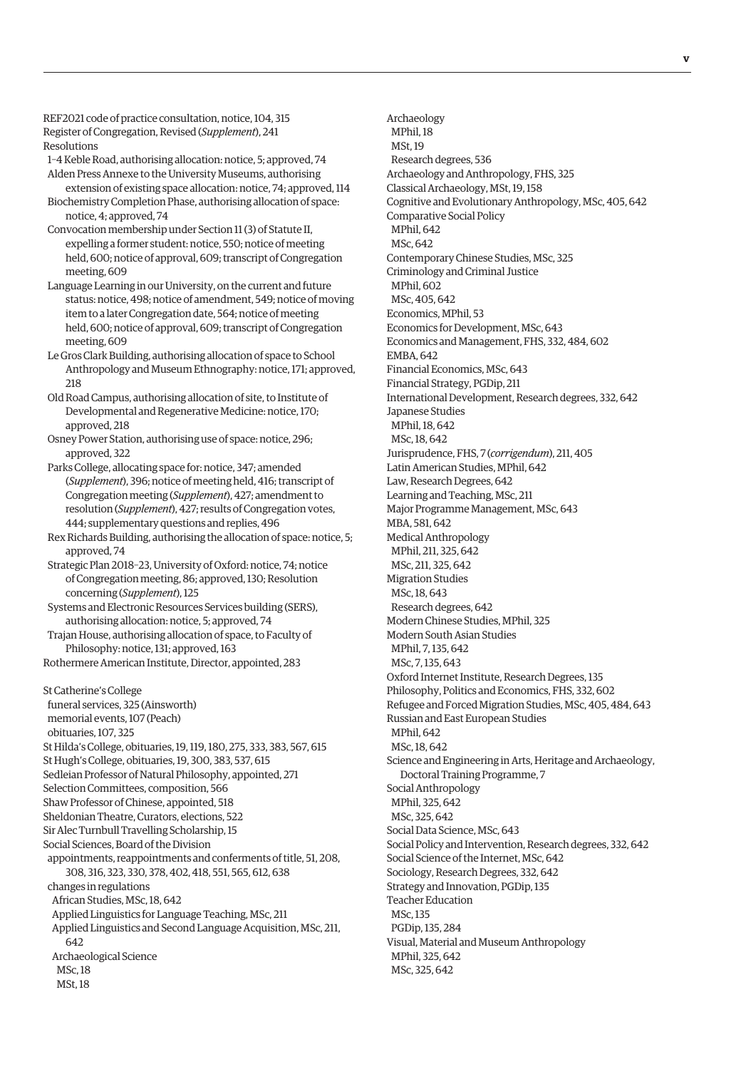REF2021 code of practice consultation, notice, 104, 315
Register of Congregation, Revised (*Supplement*), 241
Resolutions
- 1–4 Keble Road, authorising allocation: notice, 5; approved, 74
- Alden Press Annexe to the University Museums, authorising extension of existing space allocation: notice, 74; approved, 114
- Biochemistry Completion Phase, authorising allocation of space: notice, 4; approved, 74
- Convocation membership under Section 11 (3) of Statute II, expelling a former student: notice, 550; notice of meeting held, 600; notice of approval, 609; transcript of Congregation meeting, 609
- Language Learning in our University, on the current and future status: notice, 498; notice of amendment, 549; notice of moving item to a later Congregation date, 564; notice of meeting held, 600; notice of approval, 609; transcript of Congregation meeting, 609
- Le Gros Clark Building, authorising allocation of space to School Anthropology and Museum Ethnography: notice, 171; approved, 218
- Old Road Campus, authorising allocation of site, to Institute of Developmental and Regenerative Medicine: notice, 170; approved, 218
- Osney Power Station, authorising use of space: notice, 296; approved, 322
- Parks College, allocating space for: notice, 347; amended (*Supplement*), 396; notice of meeting held, 416; transcript of Congregation meeting (*Supplement*), 427; amendment to resolution (*Supplement*), 427; results of Congregation votes, 444; supplementary questions and replies, 496
- Rex Richards Building, authorising the allocation of space: notice, 5; approved, 74
- Strategic Plan 2018–23, University of Oxford: notice, 74; notice of Congregation meeting, 86; approved, 130; Resolution concerning (*Supplement*), 125
- Systems and Electronic Resources Services building (SERS), authorising allocation: notice, 5; approved, 74
- Trajan House, authorising allocation of space, to Faculty of Philosophy: notice, 131; approved, 163

Rothermere American Institute, Director, appointed, 283

St Catherine's College
- funeral services, 325 (Ainsworth)
- memorial events, 107 (Peach)
- obituaries, 107, 325

St Hilda's College, obituaries, 19, 119, 180, 275, 333, 383, 567, 615
St Hugh's College, obituaries, 19, 300, 383, 537, 615
Sedleian Professor of Natural Philosophy, appointed, 271
Selection Committees, composition, 566
Shaw Professor of Chinese, appointed, 518
Sheldonian Theatre, Curators, elections, 522
Sir Alec Turnbull Travelling Scholarship, 15
Social Sciences, Board of the Division
- appointments, reappointments and conferments of title, 51, 208, 308, 316, 323, 330, 378, 402, 418, 551, 565, 612, 638
- changes in regulations
  - African Studies, MSc, 18, 642
  - Applied Linguistics for Language Teaching, MSc, 211
  - Applied Linguistics and Second Language Acquisition, MSc, 211, 642
  - Archaeological Science
    - MSc, 18
    - MSt, 18
  - Archaeology
    - MPhil, 18
    - MSt, 19
    - Research degrees, 536
  - Archaeology and Anthropology, FHS, 325
  - Classical Archaeology, MSt, 19, 158
  - Cognitive and Evolutionary Anthropology, MSc, 405, 642
  - Comparative Social Policy
    - MPhil, 642
    - MSc, 642
  - Contemporary Chinese Studies, MSc, 325
  - Criminology and Criminal Justice
    - MPhil, 602
    - MSc, 405, 642
  - Economics, MPhil, 53
  - Economics for Development, MSc, 643
  - Economics and Management, FHS, 332, 484, 602
  - EMBA, 642
  - Financial Economics, MSc, 643
  - Financial Strategy, PGDip, 211
  - International Development, Research degrees, 332, 642
  - Japanese Studies
    - MPhil, 18, 642
    - MSc, 18, 642
  - Jurisprudence, FHS, 7 (*corrigendum*), 211, 405
  - Latin American Studies, MPhil, 642
  - Law, Research Degrees, 642
  - Learning and Teaching, MSc, 211
  - Major Programme Management, MSc, 643
  - MBA, 581, 642
  - Medical Anthropology
    - MPhil, 211, 325, 642
    - MSc, 211, 325, 642
  - Migration Studies
    - MSc, 18, 643
    - Research degrees, 642
  - Modern Chinese Studies, MPhil, 325
  - Modern South Asian Studies
    - MPhil, 7, 135, 642
    - MSc, 7, 135, 643
  - Oxford Internet Institute, Research Degrees, 135
  - Philosophy, Politics and Economics, FHS, 332, 602
  - Refugee and Forced Migration Studies, MSc, 405, 484, 643
  - Russian and East European Studies
    - MPhil, 642
    - MSc, 18, 642
  - Science and Engineering in Arts, Heritage and Archaeology, Doctoral Training Programme, 7
  - Social Anthropology
    - MPhil, 325, 642
    - MSc, 325, 642
  - Social Data Science, MSc, 643
  - Social Policy and Intervention, Research degrees, 332, 642
  - Social Science of the Internet, MSc, 642
  - Sociology, Research Degrees, 332, 642
  - Strategy and Innovation, PGDip, 135
  - Teacher Education
    - MSc, 135
    - PGDip, 135, 284
  - Visual, Material and Museum Anthropology
    - MPhil, 325, 642
    - MSc, 325, 642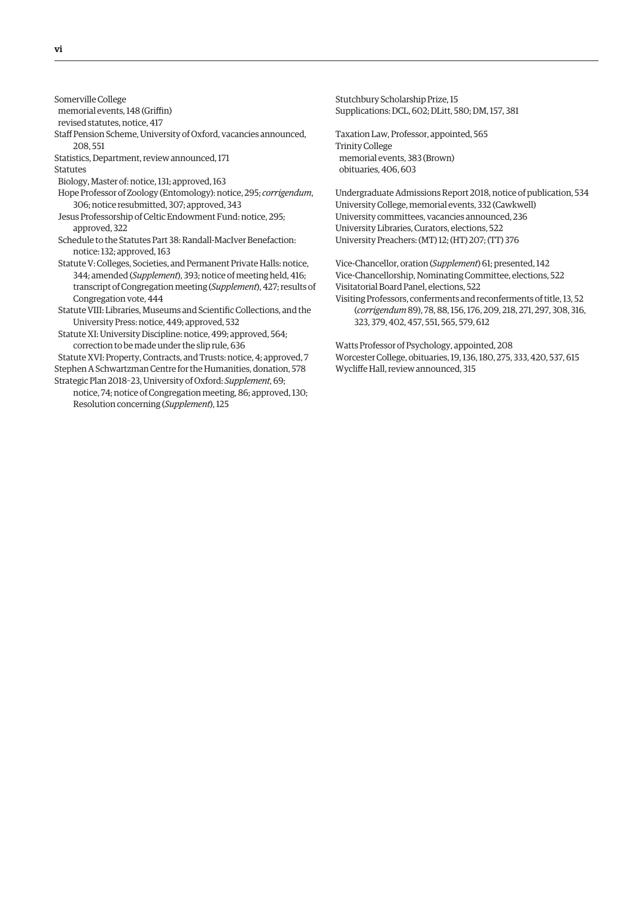Somerville College
- memorial events, 148 (Griffin)
- revised statutes, notice, 417

Staff Pension Scheme, University of Oxford, vacancies announced, 208, 551

Statistics, Department, review announced, 171

Statutes
- Biology, Master of: notice, 131; approved, 163
- Hope Professor of Zoology (Entomology): notice, 295; *corrigendum*, 306; notice resubmitted, 307; approved, 343
- Jesus Professorship of Celtic Endowment Fund: notice, 295; approved, 322
- Schedule to the Statutes Part 38: Randall-MacIver Benefaction: notice: 132; approved, 163
- Statute V: Colleges, Societies, and Permanent Private Halls: notice, 344; amended (*Supplement*), 393; notice of meeting held, 416; transcript of Congregation meeting (*Supplement*), 427; results of Congregation vote, 444
- Statute VIII: Libraries, Museums and Scientific Collections, and the University Press: notice, 449; approved, 532
- Statute XI: University Discipline: notice, 499; approved, 564; correction to be made under the slip rule, 636
- Statute XVI: Property, Contracts, and Trusts: notice, 4; approved, 7

Stephen A Schwartzman Centre for the Humanities, donation, 578

Strategic Plan 2018–23, University of Oxford: *Supplement*, 69; notice, 74; notice of Congregation meeting, 86; approved, 130; Resolution concerning (*Supplement*), 125

Stutchbury Scholarship Prize, 15

Supplications: DCL, 602; DLitt, 580; DM, 157, 381

Taxation Law, Professor, appointed, 565

Trinity College
- memorial events, 383 (Brown)
- obituaries, 406, 603

Undergraduate Admissions Report 2018, notice of publication, 534

University College, memorial events, 332 (Cawkwell)

University committees, vacancies announced, 236

University Libraries, Curators, elections, 522

University Preachers: (MT) 12; (HT) 207; (TT) 376

Vice-Chancellor, oration (*Supplement*) 61; presented, 142

Vice-Chancellorship, Nominating Committee, elections, 522

Visitatorial Board Panel, elections, 522

Visiting Professors, conferments and reconferments of title, 13, 52 (*corrigendum* 89), 78, 88, 156, 176, 209, 218, 271, 297, 308, 316, 323, 379, 402, 457, 551, 565, 579, 612

Watts Professor of Psychology, appointed, 208

Worcester College, obituaries, 19, 136, 180, 275, 333, 420, 537, 615

Wycliffe Hall, review announced, 315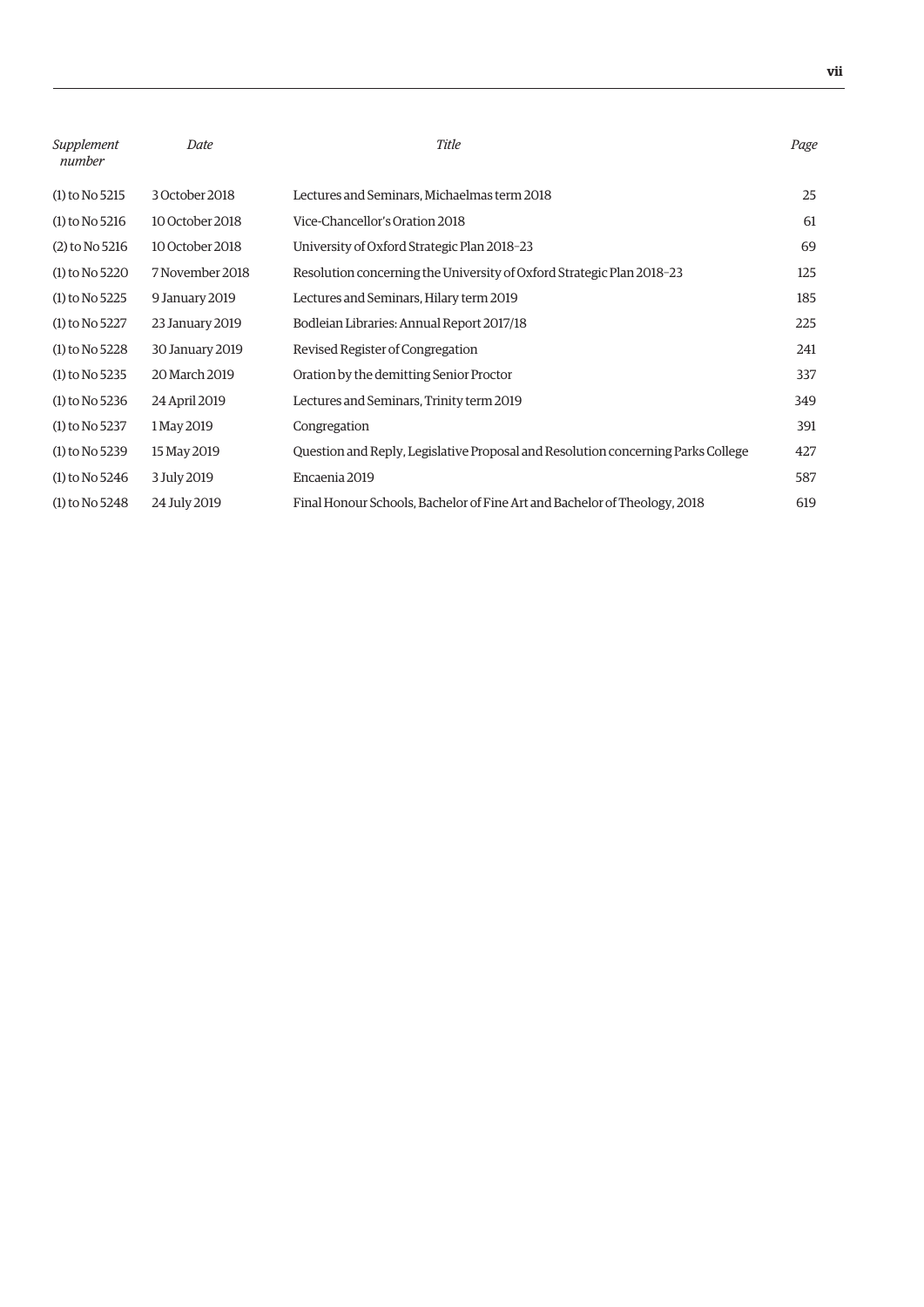| *Supplement number* | *Date* | *Title* | *Page* |
|---|---|---|---|
| (1) to No 5215 | 3 October 2018 | Lectures and Seminars, Michaelmas term 2018 | 25 |
| (1) to No 5216 | 10 October 2018 | Vice-Chancellor's Oration 2018 | 61 |
| (2) to No 5216 | 10 October 2018 | University of Oxford Strategic Plan 2018–23 | 69 |
| (1) to No 5220 | 7 November 2018 | Resolution concerning the University of Oxford Strategic Plan 2018–23 | 125 |
| (1) to No 5225 | 9 January 2019 | Lectures and Seminars, Hilary term 2019 | 185 |
| (1) to No 5227 | 23 January 2019 | Bodleian Libraries: Annual Report 2017/18 | 225 |
| (1) to No 5228 | 30 January 2019 | Revised Register of Congregation | 241 |
| (1) to No 5235 | 20 March 2019 | Oration by the demitting Senior Proctor | 337 |
| (1) to No 5236 | 24 April 2019 | Lectures and Seminars, Trinity term 2019 | 349 |
| (1) to No 5237 | 1 May 2019 | Congregation | 391 |
| (1) to No 5239 | 15 May 2019 | Question and Reply, Legislative Proposal and Resolution concerning Parks College | 427 |
| (1) to No 5246 | 3 July 2019 | Encaenia 2019 | 587 |
| (1) to No 5248 | 24 July 2019 | Final Honour Schools, Bachelor of Fine Art and Bachelor of Theology, 2018 | 619 |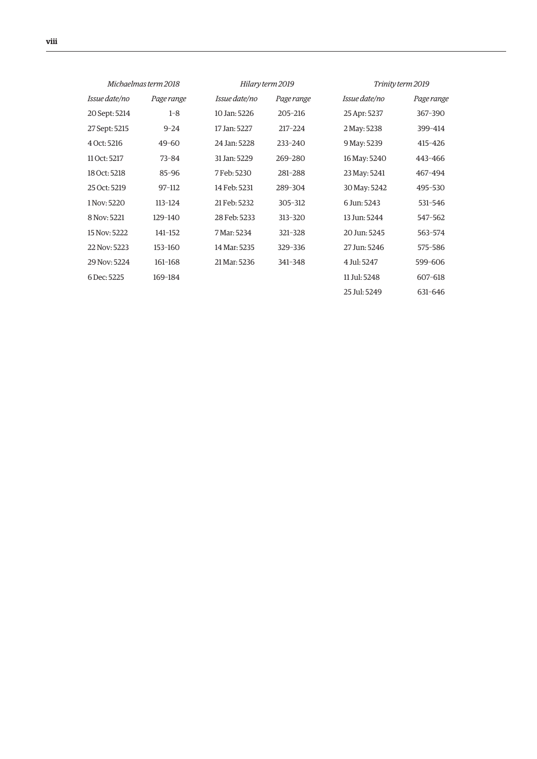| *Michaelmas term 2018* | | *Hilary term 2019* | | *Trinity term 2019* | |
|---|---|---|---|---|---|
| *Issue date/no* | *Page range* | *Issue date/no* | *Page range* | *Issue date/no* | *Page range* |
| 20 Sept: 5214 | 1–8 | 10 Jan: 5226 | 205–216 | 25 Apr: 5237 | 367–390 |
| 27 Sept: 5215 | 9–24 | 17 Jan: 5227 | 217–224 | 2 May: 5238 | 399–414 |
| 4 Oct: 5216 | 49–60 | 24 Jan: 5228 | 233–240 | 9 May: 5239 | 415–426 |
| 11 Oct: 5217 | 73–84 | 31 Jan: 5229 | 269–280 | 16 May: 5240 | 443–466 |
| 18 Oct: 5218 | 85–96 | 7 Feb: 5230 | 281–288 | 23 May: 5241 | 467–494 |
| 25 Oct: 5219 | 97–112 | 14 Feb: 5231 | 289–304 | 30 May: 5242 | 495–530 |
| 1 Nov: 5220 | 113–124 | 21 Feb: 5232 | 305–312 | 6 Jun: 5243 | 531–546 |
| 8 Nov: 5221 | 129–140 | 28 Feb: 5233 | 313–320 | 13 Jun: 5244 | 547–562 |
| 15 Nov: 5222 | 141–152 | 7 Mar: 5234 | 321–328 | 20 Jun: 5245 | 563–574 |
| 22 Nov: 5223 | 153–160 | 14 Mar: 5235 | 329–336 | 27 Jun: 5246 | 575–586 |
| 29 Nov: 5224 | 161–168 | 21 Mar: 5236 | 341–348 | 4 Jul: 5247 | 599–606 |
| 6 Dec: 5225 | 169–184 | | | 11 Jul: 5248 | 607–618 |
| | | | | 25 Jul: 5249 | 631–646 |